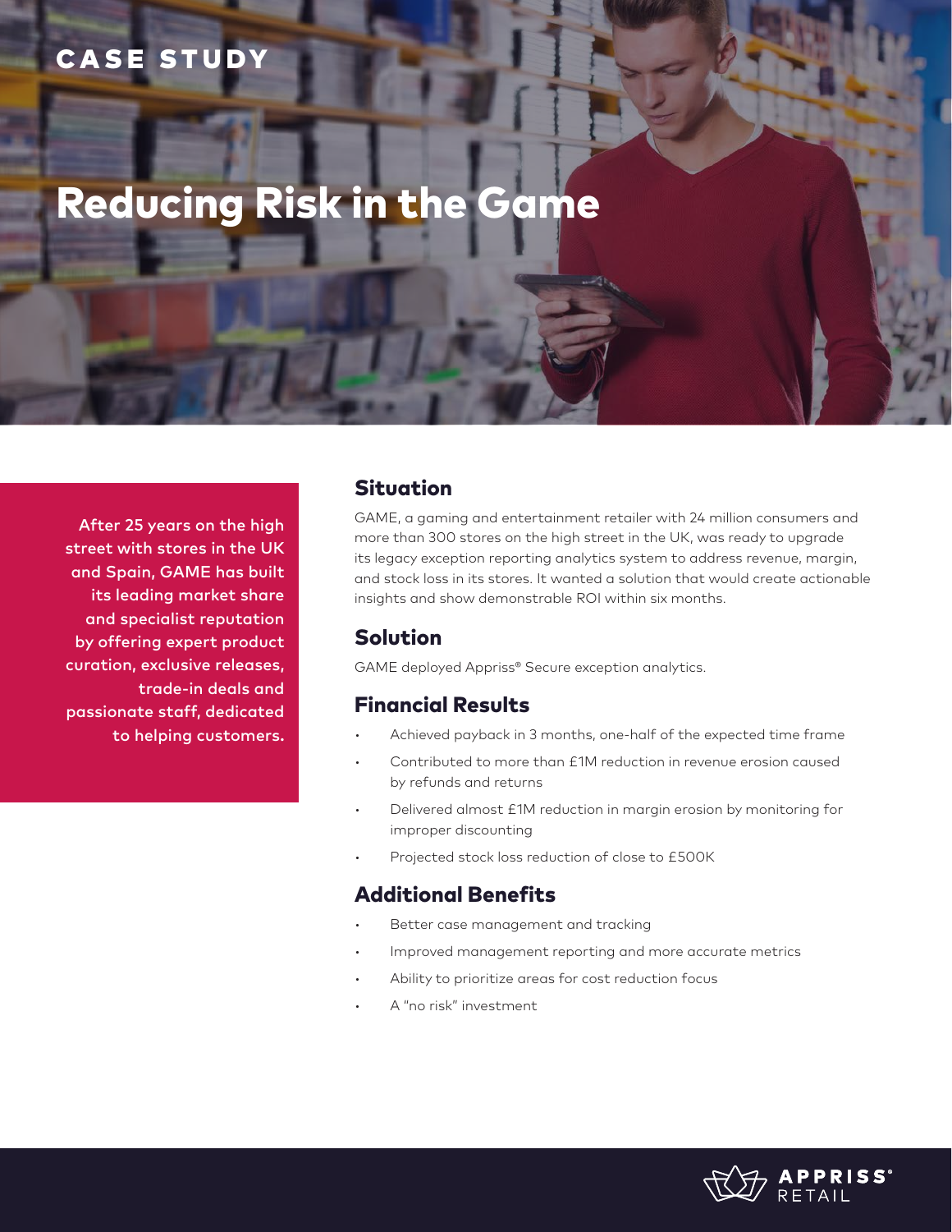CASE STUDY

# Reducing Risk in the Game

After 25 years on the high street with stores in the UK and Spain, GAME has built its leading market share and specialist reputation by offering expert product curation, exclusive releases, trade-in deals and passionate staff, dedicated to helping customers.

## Situation

GAME, a gaming and entertainment retailer with 24 million consumers and more than 300 stores on the high street in the UK, was ready to upgrade its legacy exception reporting analytics system to address revenue, margin, and stock loss in its stores. It wanted a solution that would create actionable insights and show demonstrable ROI within six months.

## Solution

GAME deployed Appriss® Secure exception analytics.

## Financial Results

- Achieved payback in 3 months, one-half of the expected time frame
- Contributed to more than £1M reduction in revenue erosion caused by refunds and returns
- Delivered almost £1M reduction in margin erosion by monitoring for improper discounting
- Projected stock loss reduction of close to £500K

## Additional Benefits

- Better case management and tracking
- Improved management reporting and more accurate metrics
- Ability to prioritize areas for cost reduction focus
- A "no risk" investment

APPRISS® RETAIL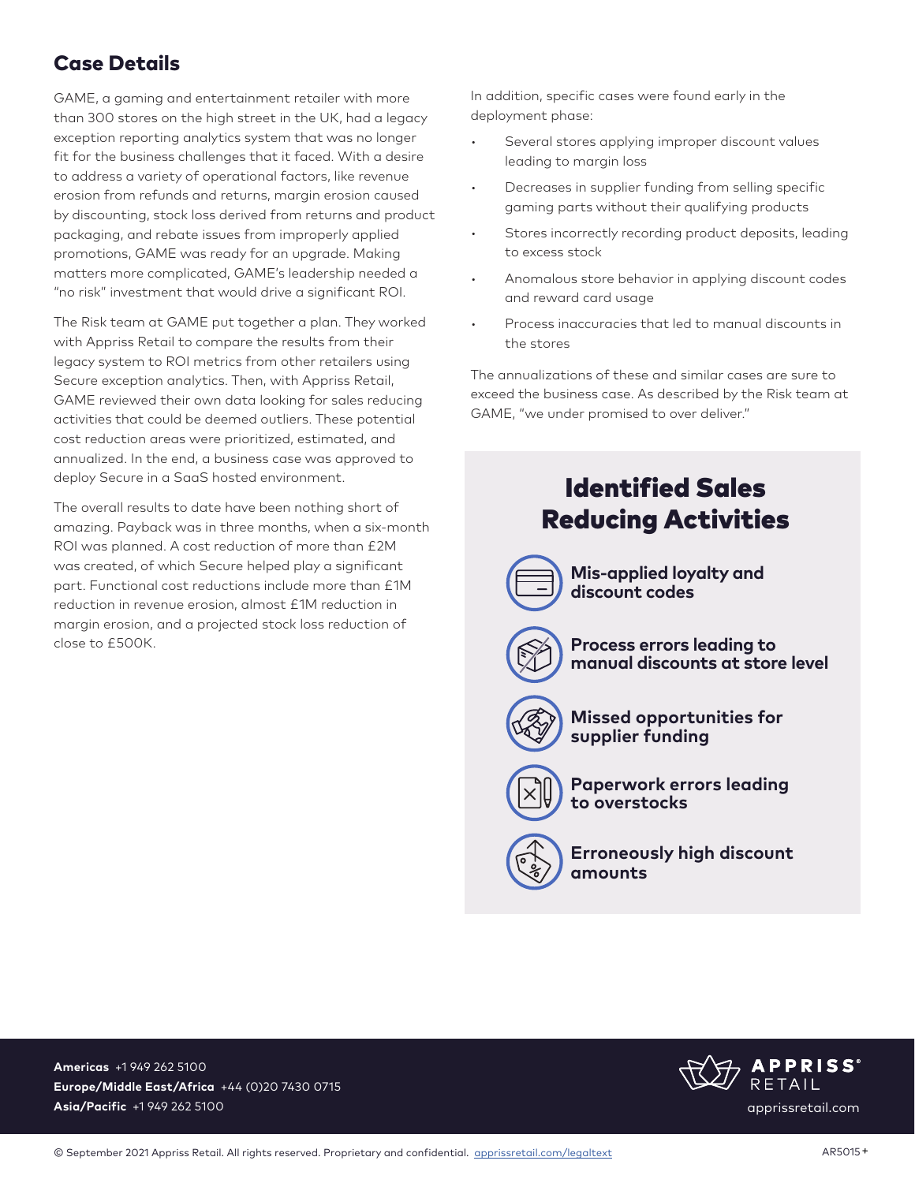## Case Details

GAME, a gaming and entertainment retailer with more than 300 stores on the high street in the UK, had a legacy exception reporting analytics system that was no longer fit for the business challenges that it faced. With a desire to address a variety of operational factors, like revenue erosion from refunds and returns, margin erosion caused by discounting, stock loss derived from returns and product packaging, and rebate issues from improperly applied promotions, GAME was ready for an upgrade. Making matters more complicated, GAME's leadership needed a "no risk" investment that would drive a significant ROI.

The Risk team at GAME put together a plan. They worked with Appriss Retail to compare the results from their legacy system to ROI metrics from other retailers using Secure exception analytics. Then, with Appriss Retail, GAME reviewed their own data looking for sales reducing activities that could be deemed outliers. These potential cost reduction areas were prioritized, estimated, and annualized. In the end, a business case was approved to deploy Secure in a SaaS hosted environment.

The overall results to date have been nothing short of amazing. Payback was in three months, when a six-month ROI was planned. A cost reduction of more than £2M was created, of which Secure helped play a significant part. Functional cost reductions include more than £1M reduction in revenue erosion, almost £1M reduction in margin erosion, and a projected stock loss reduction of close to £500K.

In addition, specific cases were found early in the deployment phase:

- Several stores applying improper discount values leading to margin loss
- Decreases in supplier funding from selling specific gaming parts without their qualifying products
- Stores incorrectly recording product deposits, leading to excess stock
- Anomalous store behavior in applying discount codes and reward card usage
- Process inaccuracies that led to manual discounts in the stores

The annualizations of these and similar cases are sure to exceed the business case. As described by the Risk team at GAME, "we under promised to over deliver."

## Identified Sales Reducing Activities

- **Mis-applied loyalty and discount codes**
- **Process errors leading to manual discounts at store level**
- **Missed opportunities for supplier funding**
- **Paperwork errors leading to overstocks**
- **Erroneously high discount amounts**

**Americas** +1 949 262 5100
**Europe/Middle East/Africa** +44 (0)20 7430 0715
**Asia/Pacific** +1 949 262 5100

APPRISS® RETAIL
apprissretail.com

© September 2021 Appriss Retail. All rights reserved. Proprietary and confidential. apprissretail.com/legaltext

AR5015+